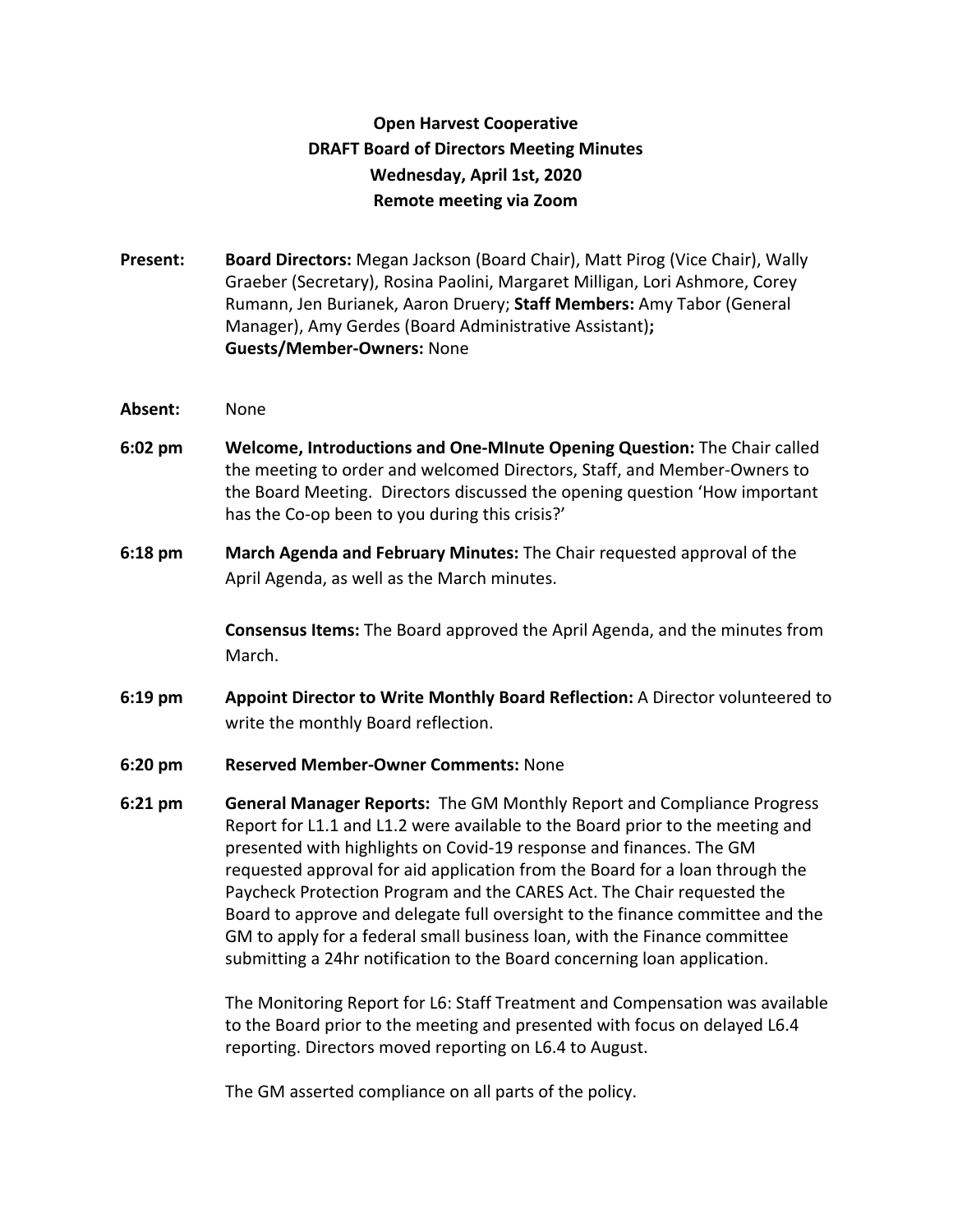**Open Harvest Cooperative**
**DRAFT Board of Directors Meeting Minutes**
**Wednesday, April 1st, 2020**
**Remote meeting via Zoom**

**Present:** **Board Directors:** Megan Jackson (Board Chair), Matt Pirog (Vice Chair), Wally Graeber (Secretary), Rosina Paolini, Margaret Milligan, Lori Ashmore, Corey Rumann, Jen Burianek, Aaron Druery; **Staff Members:** Amy Tabor (General Manager), Amy Gerdes (Board Administrative Assistant)**;** **Guests/Member-Owners:** None

**Absent:** None

**6:02 pm** **Welcome, Introductions and One-MInute Opening Question:** The Chair called the meeting to order and welcomed Directors, Staff, and Member-Owners to the Board Meeting. Directors discussed the opening question 'How important has the Co-op been to you during this crisis?'

**6:18 pm** **March Agenda and February Minutes:** The Chair requested approval of the April Agenda, as well as the March minutes.

**Consensus Items:** The Board approved the April Agenda, and the minutes from March.

**6:19 pm** **Appoint Director to Write Monthly Board Reflection:** A Director volunteered to write the monthly Board reflection.

**6:20 pm** **Reserved Member-Owner Comments:** None

**6:21 pm** **General Manager Reports:** The GM Monthly Report and Compliance Progress Report for L1.1 and L1.2 were available to the Board prior to the meeting and presented with highlights on Covid-19 response and finances. The GM requested approval for aid application from the Board for a loan through the Paycheck Protection Program and the CARES Act. The Chair requested the Board to approve and delegate full oversight to the finance committee and the GM to apply for a federal small business loan, with the Finance committee submitting a 24hr notification to the Board concerning loan application.

The Monitoring Report for L6: Staff Treatment and Compensation was available to the Board prior to the meeting and presented with focus on delayed L6.4 reporting. Directors moved reporting on L6.4 to August.

The GM asserted compliance on all parts of the policy.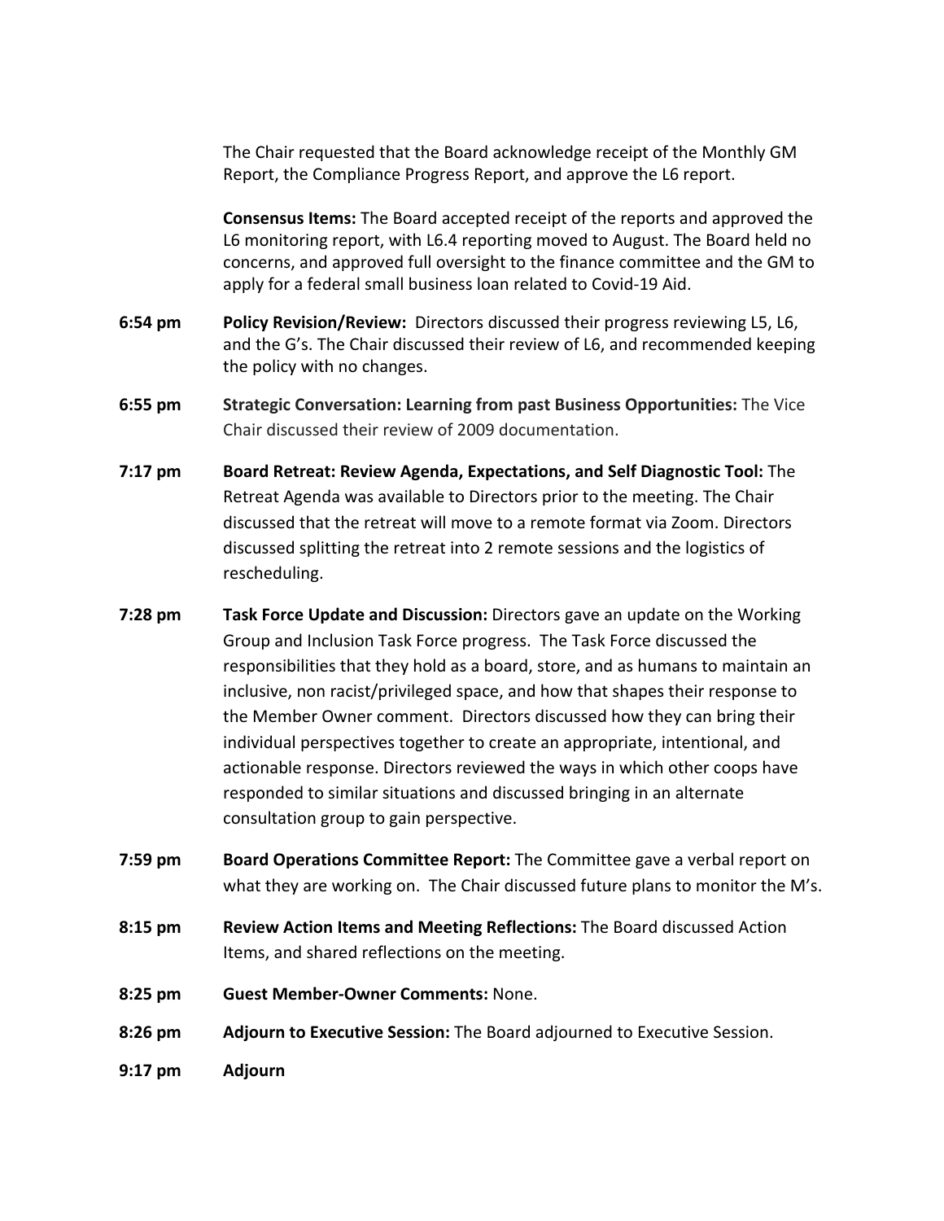The Chair requested that the Board acknowledge receipt of the Monthly GM Report, the Compliance Progress Report, and approve the L6 report.

**Consensus Items:** The Board accepted receipt of the reports and approved the L6 monitoring report, with L6.4 reporting moved to August. The Board held no concerns, and approved full oversight to the finance committee and the GM to apply for a federal small business loan related to Covid-19 Aid.

**6:54 pm** **Policy Revision/Review:** Directors discussed their progress reviewing L5, L6, and the G's. The Chair discussed their review of L6, and recommended keeping the policy with no changes.

**6:55 pm** **Strategic Conversation: Learning from past Business Opportunities:** The Vice Chair discussed their review of 2009 documentation.

**7:17 pm** **Board Retreat: Review Agenda, Expectations, and Self Diagnostic Tool:** The Retreat Agenda was available to Directors prior to the meeting. The Chair discussed that the retreat will move to a remote format via Zoom. Directors discussed splitting the retreat into 2 remote sessions and the logistics of rescheduling.

**7:28 pm** **Task Force Update and Discussion:** Directors gave an update on the Working Group and Inclusion Task Force progress. The Task Force discussed the responsibilities that they hold as a board, store, and as humans to maintain an inclusive, non racist/privileged space, and how that shapes their response to the Member Owner comment. Directors discussed how they can bring their individual perspectives together to create an appropriate, intentional, and actionable response. Directors reviewed the ways in which other coops have responded to similar situations and discussed bringing in an alternate consultation group to gain perspective.

**7:59 pm** **Board Operations Committee Report:** The Committee gave a verbal report on what they are working on. The Chair discussed future plans to monitor the M's.

**8:15 pm** **Review Action Items and Meeting Reflections:** The Board discussed Action Items, and shared reflections on the meeting.

**8:25 pm** **Guest Member-Owner Comments:** None.

**8:26 pm** **Adjourn to Executive Session:** The Board adjourned to Executive Session.

**9:17 pm** **Adjourn**